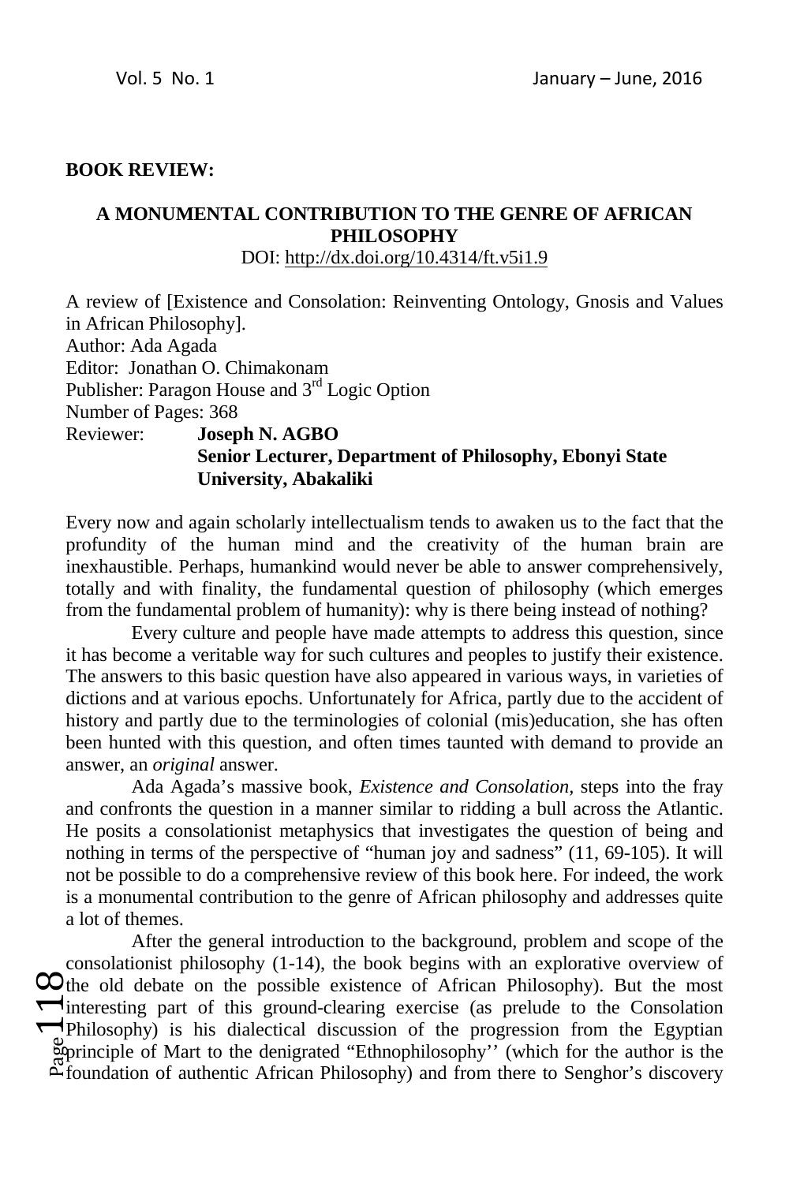**BOOK REVIEW:**

## A MONUMENTAL CONTRIBUTION TO THE GENRE OF AFRICAN PHILOSOPHY

DOI: http://dx.doi.org/10.4314/ft.v5i1.9

A review of [Existence and Consolation: Reinventing Ontology, Gnosis and Values in African Philosophy].
Author: Ada Agada
Editor: Jonathan O. Chimakonam
Publisher: Paragon House and 3rd Logic Option
Number of Pages: 368
Reviewer: **Joseph N. AGBO**
**Senior Lecturer, Department of Philosophy, Ebonyi State University, Abakaliki**

Every now and again scholarly intellectualism tends to awaken us to the fact that the profundity of the human mind and the creativity of the human brain are inexhaustible. Perhaps, humankind would never be able to answer comprehensively, totally and with finality, the fundamental question of philosophy (which emerges from the fundamental problem of humanity): why is there being instead of nothing?

Every culture and people have made attempts to address this question, since it has become a veritable way for such cultures and peoples to justify their existence. The answers to this basic question have also appeared in various ways, in varieties of dictions and at various epochs. Unfortunately for Africa, partly due to the accident of history and partly due to the terminologies of colonial (mis)education, she has often been hunted with this question, and often times taunted with demand to provide an answer, an *original* answer.

Ada Agada's massive book, *Existence and Consolation,* steps into the fray and confronts the question in a manner similar to ridding a bull across the Atlantic. He posits a consolationist metaphysics that investigates the question of being and nothing in terms of the perspective of "human joy and sadness" (11, 69-105). It will not be possible to do a comprehensive review of this book here. For indeed, the work is a monumental contribution to the genre of African philosophy and addresses quite a lot of themes.

After the general introduction to the background, problem and scope of the consolationist philosophy (1-14), the book begins with an explorative overview of the old debate on the possible existence of African Philosophy). But the most interesting part of this ground-clearing exercise (as prelude to the Consolation Philosophy) is his dialectical discussion of the progression from the Egyptian principle of Mart to the denigrated "Ethnophilosophy'' (which for the author is the foundation of authentic African Philosophy) and from there to Senghor's discovery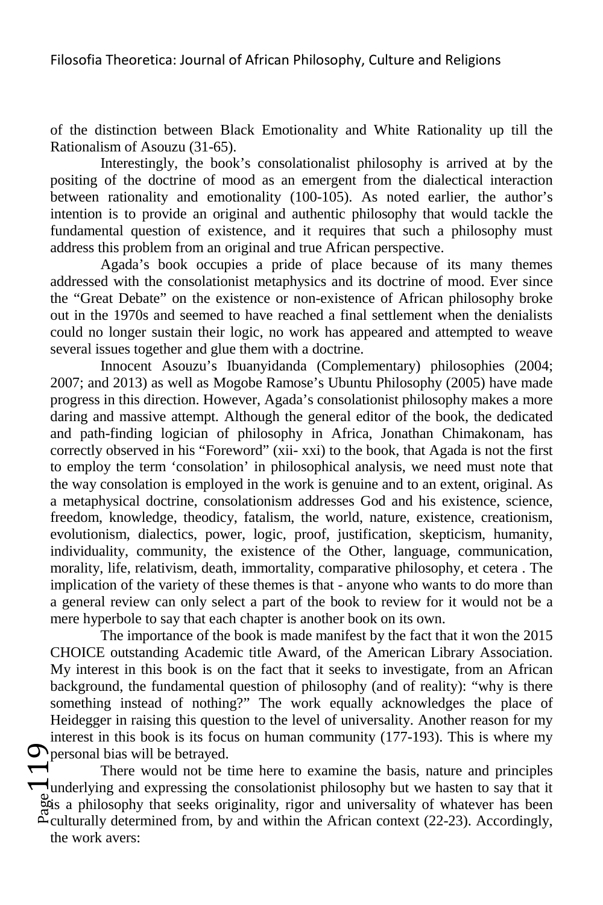of the distinction between Black Emotionality and White Rationality up till the Rationalism of Asouzu (31-65).

Interestingly, the book's consolationalist philosophy is arrived at by the positing of the doctrine of mood as an emergent from the dialectical interaction between rationality and emotionality (100-105). As noted earlier, the author's intention is to provide an original and authentic philosophy that would tackle the fundamental question of existence, and it requires that such a philosophy must address this problem from an original and true African perspective.

Agada's book occupies a pride of place because of its many themes addressed with the consolationist metaphysics and its doctrine of mood. Ever since the "Great Debate" on the existence or non-existence of African philosophy broke out in the 1970s and seemed to have reached a final settlement when the denialists could no longer sustain their logic, no work has appeared and attempted to weave several issues together and glue them with a doctrine.

Innocent Asouzu's Ibuanyidanda (Complementary) philosophies (2004; 2007; and 2013) as well as Mogobe Ramose's Ubuntu Philosophy (2005) have made progress in this direction. However, Agada's consolationist philosophy makes a more daring and massive attempt. Although the general editor of the book, the dedicated and path-finding logician of philosophy in Africa, Jonathan Chimakonam, has correctly observed in his "Foreword" (xii- xxi) to the book, that Agada is not the first to employ the term 'consolation' in philosophical analysis, we need must note that the way consolation is employed in the work is genuine and to an extent, original. As a metaphysical doctrine, consolationism addresses God and his existence, science, freedom, knowledge, theodicy, fatalism, the world, nature, existence, creationism, evolutionism, dialectics, power, logic, proof, justification, skepticism, humanity, individuality, community, the existence of the Other, language, communication, morality, life, relativism, death, immortality, comparative philosophy, et cetera . The implication of the variety of these themes is that - anyone who wants to do more than a general review can only select a part of the book to review for it would not be a mere hyperbole to say that each chapter is another book on its own.

The importance of the book is made manifest by the fact that it won the 2015 CHOICE outstanding Academic title Award, of the American Library Association. My interest in this book is on the fact that it seeks to investigate, from an African background, the fundamental question of philosophy (and of reality): "why is there something instead of nothing?" The work equally acknowledges the place of Heidegger in raising this question to the level of universality. Another reason for my interest in this book is its focus on human community (177-193). This is where my personal bias will be betrayed.

There would not be time here to examine the basis, nature and principles underlying and expressing the consolationist philosophy but we hasten to say that it is a philosophy that seeks originality, rigor and universality of whatever has been culturally determined from, by and within the African context (22-23). Accordingly, the work avers: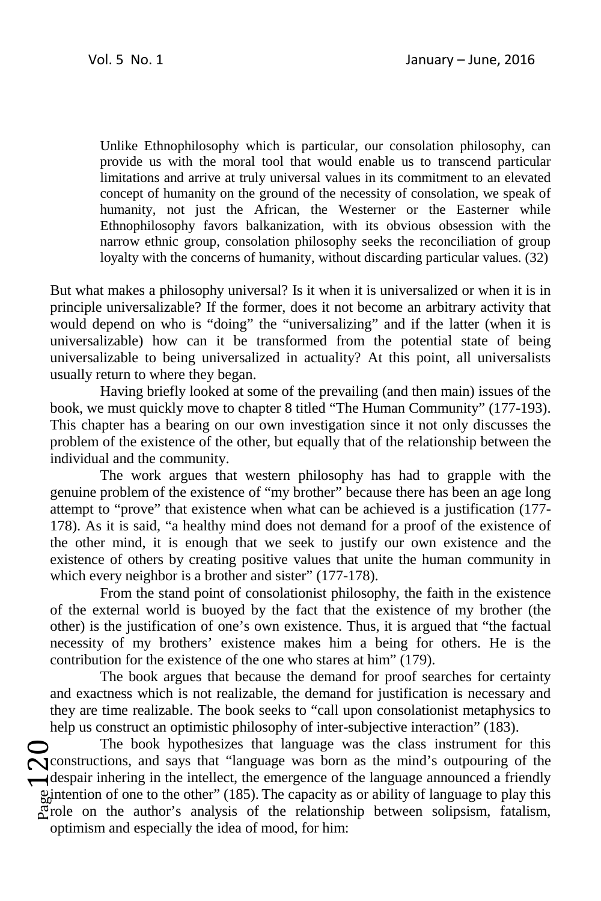> Unlike Ethnophilosophy which is particular, our consolation philosophy, can provide us with the moral tool that would enable us to transcend particular limitations and arrive at truly universal values in its commitment to an elevated concept of humanity on the ground of the necessity of consolation, we speak of humanity, not just the African, the Westerner or the Easterner while Ethnophilosophy favors balkanization, with its obvious obsession with the narrow ethnic group, consolation philosophy seeks the reconciliation of group loyalty with the concerns of humanity, without discarding particular values. (32)

But what makes a philosophy universal? Is it when it is universalized or when it is in principle universalizable? If the former, does it not become an arbitrary activity that would depend on who is "doing" the "universalizing" and if the latter (when it is universalizable) how can it be transformed from the potential state of being universalizable to being universalized in actuality? At this point, all universalists usually return to where they began.

Having briefly looked at some of the prevailing (and then main) issues of the book, we must quickly move to chapter 8 titled "The Human Community" (177-193). This chapter has a bearing on our own investigation since it not only discusses the problem of the existence of the other, but equally that of the relationship between the individual and the community.

The work argues that western philosophy has had to grapple with the genuine problem of the existence of "my brother" because there has been an age long attempt to "prove" that existence when what can be achieved is a justification (177-178). As it is said, "a healthy mind does not demand for a proof of the existence of the other mind, it is enough that we seek to justify our own existence and the existence of others by creating positive values that unite the human community in which every neighbor is a brother and sister" (177-178).

From the stand point of consolationist philosophy, the faith in the existence of the external world is buoyed by the fact that the existence of my brother (the other) is the justification of one's own existence. Thus, it is argued that "the factual necessity of my brothers' existence makes him a being for others. He is the contribution for the existence of the one who stares at him" (179).

The book argues that because the demand for proof searches for certainty and exactness which is not realizable, the demand for justification is necessary and they are time realizable. The book seeks to "call upon consolationist metaphysics to help us construct an optimistic philosophy of inter-subjective interaction" (183).

The book hypothesizes that language was the class instrument for this constructions, and says that "language was born as the mind's outpouring of the despair inhering in the intellect, the emergence of the language announced a friendly intention of one to the other" (185). The capacity as or ability of language to play this role on the author's analysis of the relationship between solipsism, fatalism, optimism and especially the idea of mood, for him: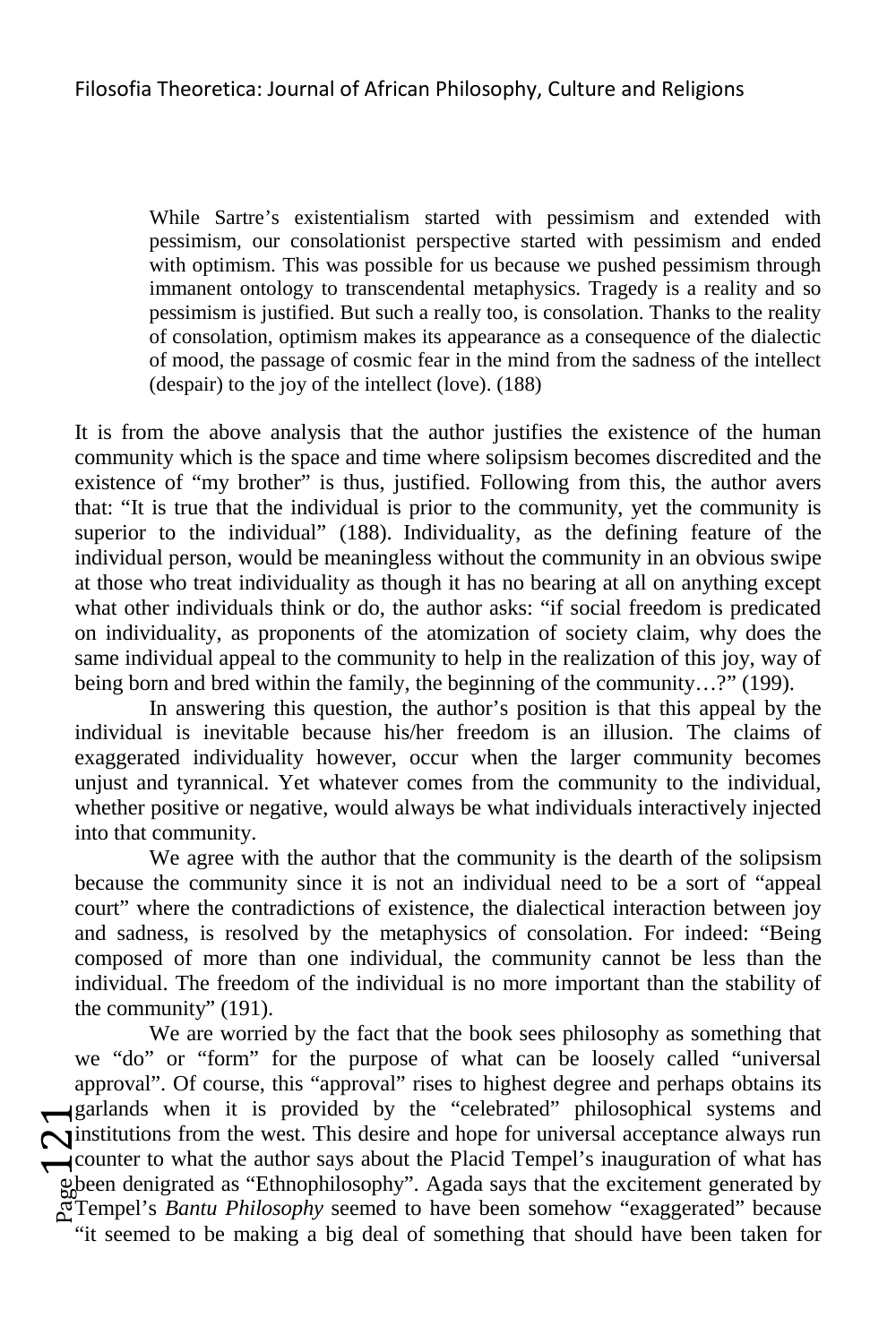> While Sartre's existentialism started with pessimism and extended with pessimism, our consolationist perspective started with pessimism and ended with optimism. This was possible for us because we pushed pessimism through immanent ontology to transcendental metaphysics. Tragedy is a reality and so pessimism is justified. But such a really too, is consolation. Thanks to the reality of consolation, optimism makes its appearance as a consequence of the dialectic of mood, the passage of cosmic fear in the mind from the sadness of the intellect (despair) to the joy of the intellect (love). (188)

It is from the above analysis that the author justifies the existence of the human community which is the space and time where solipsism becomes discredited and the existence of "my brother" is thus, justified. Following from this, the author avers that: "It is true that the individual is prior to the community, yet the community is superior to the individual" (188). Individuality, as the defining feature of the individual person, would be meaningless without the community in an obvious swipe at those who treat individuality as though it has no bearing at all on anything except what other individuals think or do, the author asks: "if social freedom is predicated on individuality, as proponents of the atomization of society claim, why does the same individual appeal to the community to help in the realization of this joy, way of being born and bred within the family, the beginning of the community…?" (199).

In answering this question, the author's position is that this appeal by the individual is inevitable because his/her freedom is an illusion. The claims of exaggerated individuality however, occur when the larger community becomes unjust and tyrannical. Yet whatever comes from the community to the individual, whether positive or negative, would always be what individuals interactively injected into that community.

We agree with the author that the community is the dearth of the solipsism because the community since it is not an individual need to be a sort of "appeal court" where the contradictions of existence, the dialectical interaction between joy and sadness, is resolved by the metaphysics of consolation. For indeed: "Being composed of more than one individual, the community cannot be less than the individual. The freedom of the individual is no more important than the stability of the community" (191).

We are worried by the fact that the book sees philosophy as something that we "do" or "form" for the purpose of what can be loosely called "universal approval". Of course, this "approval" rises to highest degree and perhaps obtains its garlands when it is provided by the "celebrated" philosophical systems and institutions from the west. This desire and hope for universal acceptance always run counter to what the author says about the Placid Tempel's inauguration of what has been denigrated as "Ethnophilosophy". Agada says that the excitement generated by Tempel's *Bantu Philosophy* seemed to have been somehow "exaggerated" because "it seemed to be making a big deal of something that should have been taken for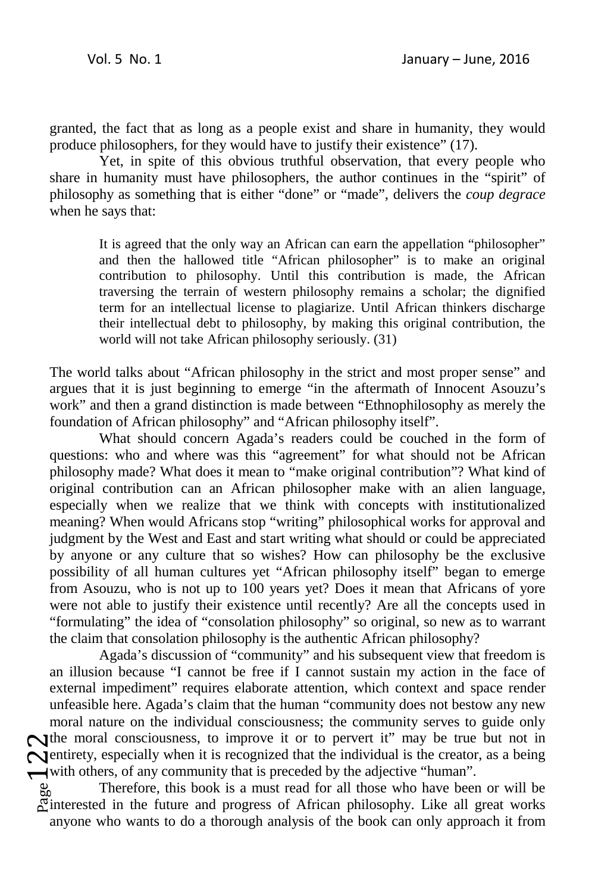granted, the fact that as long as a people exist and share in humanity, they would produce philosophers, for they would have to justify their existence" (17).

Yet, in spite of this obvious truthful observation, that every people who share in humanity must have philosophers, the author continues in the "spirit" of philosophy as something that is either "done" or "made", delivers the *coup degrace* when he says that:

> It is agreed that the only way an African can earn the appellation "philosopher" and then the hallowed title "African philosopher" is to make an original contribution to philosophy. Until this contribution is made, the African traversing the terrain of western philosophy remains a scholar; the dignified term for an intellectual license to plagiarize. Until African thinkers discharge their intellectual debt to philosophy, by making this original contribution, the world will not take African philosophy seriously. (31)

The world talks about "African philosophy in the strict and most proper sense" and argues that it is just beginning to emerge "in the aftermath of Innocent Asouzu's work" and then a grand distinction is made between "Ethnophilosophy as merely the foundation of African philosophy" and "African philosophy itself".

What should concern Agada's readers could be couched in the form of questions: who and where was this "agreement" for what should not be African philosophy made? What does it mean to "make original contribution"? What kind of original contribution can an African philosopher make with an alien language, especially when we realize that we think with concepts with institutionalized meaning? When would Africans stop "writing" philosophical works for approval and judgment by the West and East and start writing what should or could be appreciated by anyone or any culture that so wishes? How can philosophy be the exclusive possibility of all human cultures yet "African philosophy itself" began to emerge from Asouzu, who is not up to 100 years yet? Does it mean that Africans of yore were not able to justify their existence until recently? Are all the concepts used in "formulating" the idea of "consolation philosophy" so original, so new as to warrant the claim that consolation philosophy is the authentic African philosophy?

Agada's discussion of "community" and his subsequent view that freedom is an illusion because "I cannot be free if I cannot sustain my action in the face of external impediment" requires elaborate attention, which context and space render unfeasible here. Agada's claim that the human "community does not bestow any new moral nature on the individual consciousness; the community serves to guide only the moral consciousness, to improve it or to pervert it" may be true but not in entirety, especially when it is recognized that the individual is the creator, as a being with others, of any community that is preceded by the adjective "human".

Therefore, this book is a must read for all those who have been or will be interested in the future and progress of African philosophy. Like all great works anyone who wants to do a thorough analysis of the book can only approach it from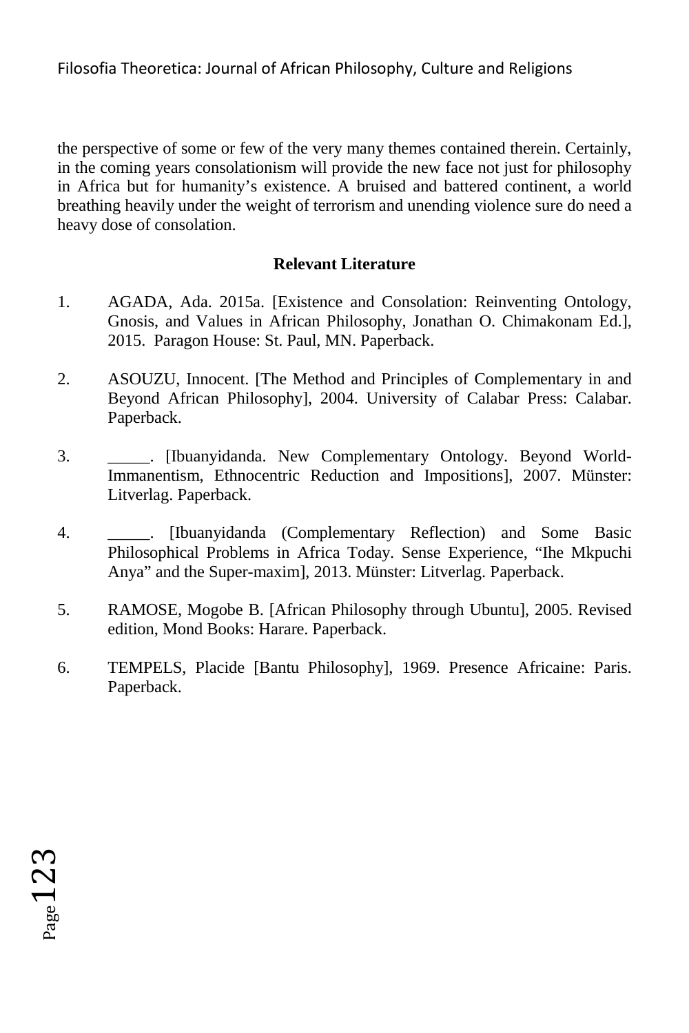the perspective of some or few of the very many themes contained therein. Certainly, in the coming years consolationism will provide the new face not just for philosophy in Africa but for humanity's existence. A bruised and battered continent, a world breathing heavily under the weight of terrorism and unending violence sure do need a heavy dose of consolation.

**Relevant Literature**

1. AGADA, Ada. 2015a. [Existence and Consolation: Reinventing Ontology, Gnosis, and Values in African Philosophy, Jonathan O. Chimakonam Ed.], 2015. Paragon House: St. Paul, MN. Paperback.

2. ASOUZU, Innocent. [The Method and Principles of Complementary in and Beyond African Philosophy], 2004. University of Calabar Press: Calabar. Paperback.

3. _____. [Ibuanyidanda. New Complementary Ontology. Beyond World-Immanentism, Ethnocentric Reduction and Impositions], 2007. Münster: Litverlag. Paperback.

4. _____. [Ibuanyidanda (Complementary Reflection) and Some Basic Philosophical Problems in Africa Today. Sense Experience, "Ihe Mkpuchi Anya" and the Super-maxim], 2013. Münster: Litverlag. Paperback.

5. RAMOSE, Mogobe B. [African Philosophy through Ubuntu], 2005. Revised edition, Mond Books: Harare. Paperback.

6. TEMPELS, Placide [Bantu Philosophy], 1969. Presence Africaine: Paris. Paperback.